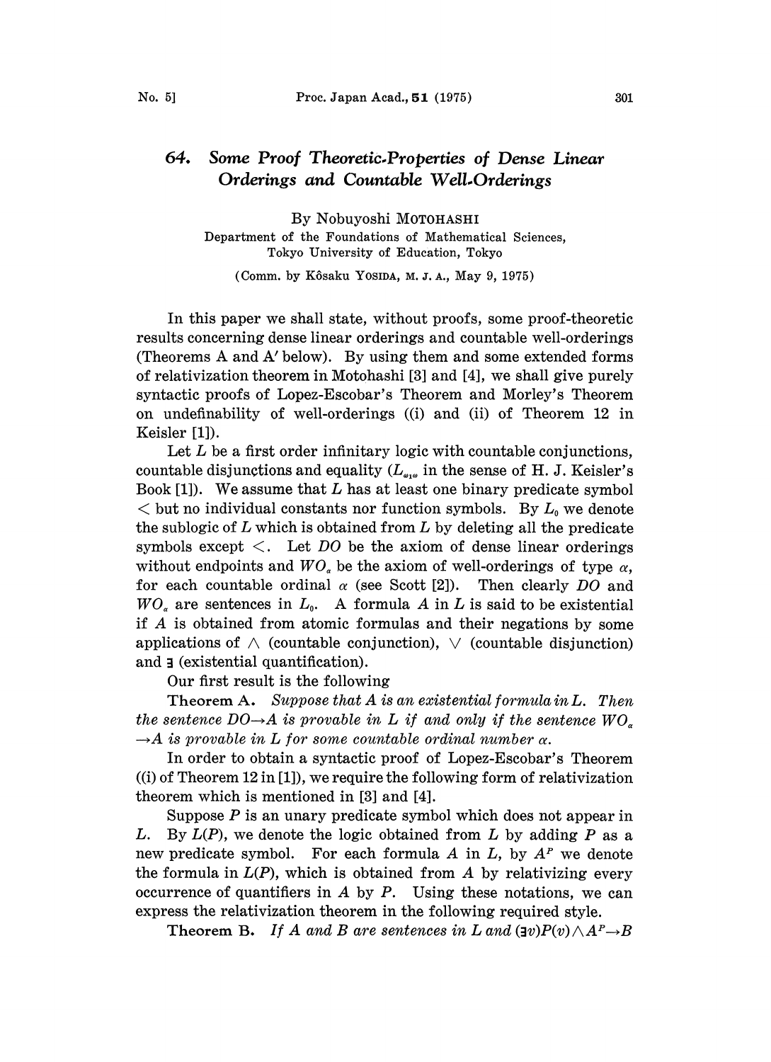# 64. Some Proof Theoretic-Properties of Dense Linear Orderings and Countable Well-Orderings

By Nobuyoshi MOTOHASHI

Department of the Foundations of Mathematical Sciences, Tokyo University of Education, Tokyo

(Comm. by Kôsaku YOSIDA, M. J. A., May 9, 1975)

In this paper we shall state, without proofs, some proof-theoretic results concerning dense linear orderings and countable well-orderings (Theorems A and A′ below). By using them and some extended forms of relativization theorem in Motohashi [3] and [4], we shall give purely syntactic proofs of Lopez-Escobar's Theorem and Morley's Theorem on undefinability of well-orderings ((i) and (ii) of Theorem 12 in Keisler [1]).

Let $L$ be a first order infinitary logic with countable conjunctions, countable disjunctions and equality ($L_{\omega_1\omega}$ in the sense of H. J. Keisler's Book [1]). We assume that $L$ has at least one binary predicate symbol $<$ but no individual constants nor function symbols. By $L_0$ we denote the sublogic of $L$ which is obtained from $L$ by deleting all the predicate symbols except $<$. Let $DO$ be the axiom of dense linear orderings without endpoints and $WO_\alpha$ be the axiom of well-orderings of type $\alpha$, for each countable ordinal $\alpha$ (see Scott [2]). Then clearly $DO$ and $WO_\alpha$ are sentences in $L_0$. A formula $A$ in $L$ is said to be existential if $A$ is obtained from atomic formulas and their negations by some applications of $\wedge$ (countable conjunction), $\vee$ (countable disjunction) and $\exists$ (existential quantification).

Our first result is the following

**Theorem A.** *Suppose that $A$ is an existential formula in $L$. Then the sentence $DO \rightarrow A$ is provable in $L$ if and only if the sentence $WO_\alpha \rightarrow A$ is provable in $L$ for some countable ordinal number $\alpha$.*

In order to obtain a syntactic proof of Lopez-Escobar's Theorem ((i) of Theorem 12 in [1]), we require the following form of relativization theorem which is mentioned in [3] and [4].

Suppose $P$ is an unary predicate symbol which does not appear in $L$. By $L(P)$, we denote the logic obtained from $L$ by adding $P$ as a new predicate symbol. For each formula $A$ in $L$, by $A^P$ we denote the formula in $L(P)$, which is obtained from $A$ by relativizing every occurrence of quantifiers in $A$ by $P$. Using these notations, we can express the relativization theorem in the following required style.

**Theorem B.** *If $A$ and $B$ are sentences in $L$ and $(\exists v)P(v) \wedge A^P \rightarrow B$*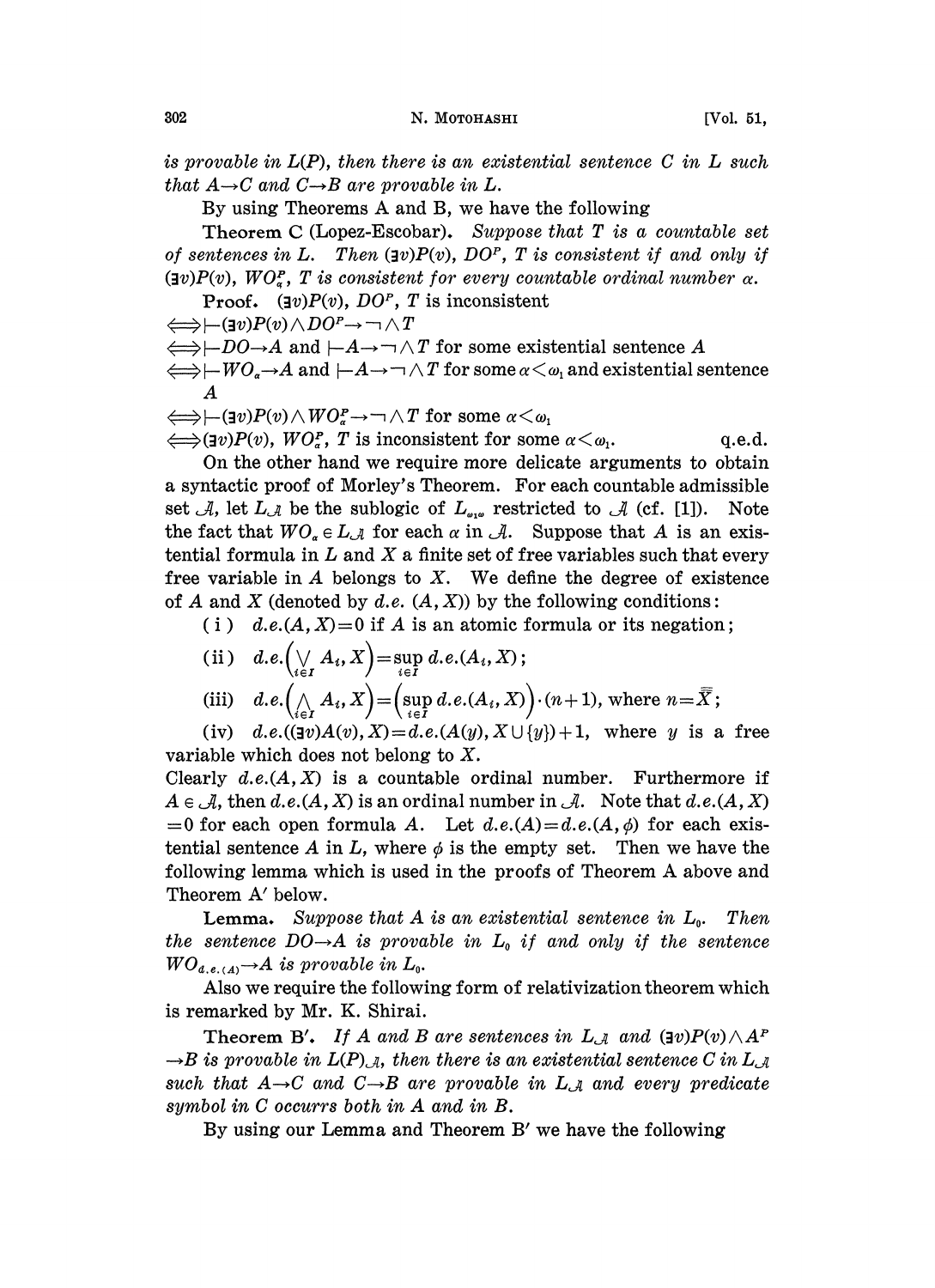*is provable in $L(P)$, then there is an existential sentence $C$ in $L$ such that $A \to C$ and $C \to B$ are provable in $L$.*

By using Theorems A and B, we have the following

**Theorem C** (Lopez-Escobar). *Suppose that $T$ is a countable set of sentences in $L$. Then $(\exists v)P(v)$, $DO^P$, $T$ is consistent if and only if $(\exists v)P(v)$, $WO^P_\alpha$, $T$ is consistent for every countable ordinal number $\alpha$.*

**Proof.** $(\exists v)P(v)$, $DO^P$, $T$ is inconsistent

$\iff \vdash (\exists v)P(v) \wedge DO^P \to \neg \wedge T$

$\iff \vdash DO \to A$ and $\vdash A \to \neg \wedge T$ for some existential sentence $A$

$\iff \vdash WO_\alpha \to A$ and $\vdash A \to \neg \wedge T$ for some $\alpha < \omega_1$ and existential sentence $A$

$\iff \vdash (\exists v)P(v) \wedge WO^P_\alpha \to \neg \wedge T$ for some $\alpha < \omega_1$

$\iff (\exists v)P(v)$, $WO^P_\alpha$, $T$ is inconsistent for some $\alpha < \omega_1$. q.e.d.

On the other hand we require more delicate arguments to obtain a syntactic proof of Morley's Theorem. For each countable admissible set $\mathcal{A}$, let $L_\mathcal{A}$ be the sublogic of $L_{\omega_1\omega}$ restricted to $\mathcal{A}$ (cf. [1]). Note the fact that $WO_\alpha \in L_\mathcal{A}$ for each $\alpha$ in $\mathcal{A}$. Suppose that $A$ is an existential formula in $L$ and $X$ a finite set of free variables such that every free variable in $A$ belongs to $X$. We define the degree of existence of $A$ and $X$ (denoted by $d.e.\ (A, X)$) by the following conditions:

(i) $d.e.(A, X) = 0$ if $A$ is an atomic formula or its negation;

(ii) $d.e.\left(\bigvee_{i \in I} A_i, X\right) = \sup_{i \in I} d.e.(A_i, X)$;

(iii) $d.e.\left(\bigwedge_{i \in I} A_i, X\right) = \left(\sup_{i \in I} d.e.(A_i, X)\right) \cdot (n+1)$, where $n = \overline{\overline{X}}$;

(iv) $d.e.((\exists v)A(v), X) = d.e.(A(y), X \cup \{y\}) + 1$, where $y$ is a free variable which does not belong to $X$.

Clearly $d.e.(A, X)$ is a countable ordinal number. Furthermore if $A \in \mathcal{A}$, then $d.e.(A, X)$ is an ordinal number in $\mathcal{A}$. Note that $d.e.(A, X) = 0$ for each open formula $A$. Let $d.e.(A) = d.e.(A, \phi)$ for each existential sentence $A$ in $L$, where $\phi$ is the empty set. Then we have the following lemma which is used in the proofs of Theorem A above and Theorem A′ below.

**Lemma.** *Suppose that $A$ is an existential sentence in $L_0$. Then the sentence $DO \to A$ is provable in $L_0$ if and only if the sentence $WO_{d.e.(A)} \to A$ is provable in $L_0$.*

Also we require the following form of relativization theorem which is remarked by Mr. K. Shirai.

**Theorem B′.** *If $A$ and $B$ are sentences in $L_\mathcal{A}$ and $(\exists v)P(v) \wedge A^P \to B$ is provable in $L(P)_\mathcal{A}$, then there is an existential sentence $C$ in $L_\mathcal{A}$ such that $A \to C$ and $C \to B$ are provable in $L_\mathcal{A}$ and every predicate symbol in $C$ occurrs both in $A$ and in $B$.*

By using our Lemma and Theorem B′ we have the following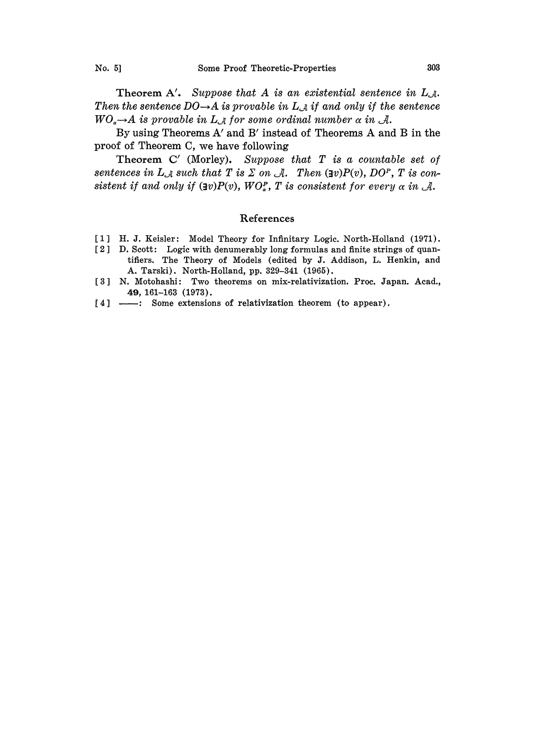**Theorem A′.** *Suppose that $A$ is an existential sentence in $L_{\mathcal{A}}$. Then the sentence $DO \rightarrow A$ is provable in $L_{\mathcal{A}}$ if and only if the sentence $WO_{\alpha} \rightarrow A$ is provable in $L_{\mathcal{A}}$ for some ordinal number $\alpha$ in $\mathcal{A}$.*

By using Theorems A′ and B′ instead of Theorems A and B in the proof of Theorem C, we have following

**Theorem C′** (Morley). *Suppose that $T$ is a countable set of sentences in $L_{\mathcal{A}}$ such that $T$ is $\Sigma$ on $\mathcal{A}$. Then $(\exists v)P(v)$, $DO^{P}$, $T$ is consistent if and only if $(\exists v)P(v)$, $WO_{\alpha}^{P}$, $T$ is consistent for every $\alpha$ in $\mathcal{A}$.*

## References

[1] H. J. Keisler: Model Theory for Infinitary Logic. North-Holland (1971).

[2] D. Scott: Logic with denumerably long formulas and finite strings of quantifiers. The Theory of Models (edited by J. Addison, L. Henkin, and A. Tarski). North-Holland, pp. 329–341 (1965).

[3] N. Motohashi: Two theorems on mix-relativization. Proc. Japan. Acad., **49**, 161–163 (1973).

[4] ——: Some extensions of relativization theorem (to appear).